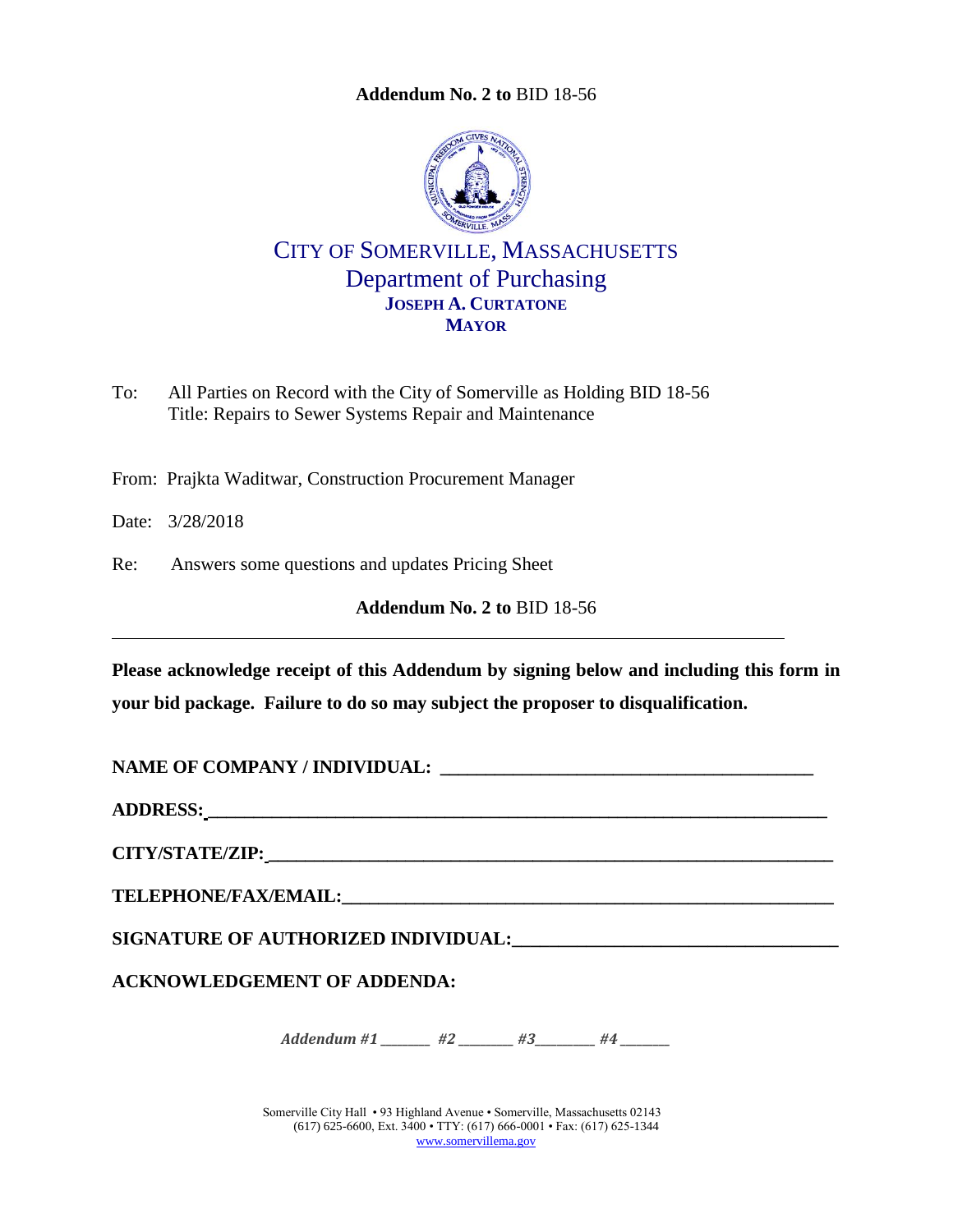**Addendum No. 2 to** BID 18-56

# CITY OF SOMERVILLE, MASSACHUSETTS
## Department of Purchasing
**JOSEPH A. CURTATONE**
**MAYOR**

To: All Parties on Record with the City of Somerville as Holding BID 18-56
Title: Repairs to Sewer Systems Repair and Maintenance

From: Prajkta Waditwar, Construction Procurement Manager

Date: 3/28/2018

Re: Answers some questions and updates Pricing Sheet

**Addendum No. 2 to** BID 18-56

---

**Please acknowledge receipt of this Addendum by signing below and including this form in your bid package. Failure to do so may subject the proposer to disqualification.**

**NAME OF COMPANY / INDIVIDUAL: ________________________________________**

**ADDRESS: ________________________________________________________________**

**CITY/STATE/ZIP: __________________________________________________________**

**TELEPHONE/FAX/EMAIL: ___________________________________________________**

**SIGNATURE OF AUTHORIZED INDIVIDUAL: _________________________________**

**ACKNOWLEDGEMENT OF ADDENDA:**

*Addendum #1 _______ #2 _______ #3 ________ #4 _______*

Somerville City Hall • 93 Highland Avenue • Somerville, Massachusetts 02143
(617) 625-6600, Ext. 3400 • TTY: (617) 666-0001 • Fax: (617) 625-1344
www.somervillema.gov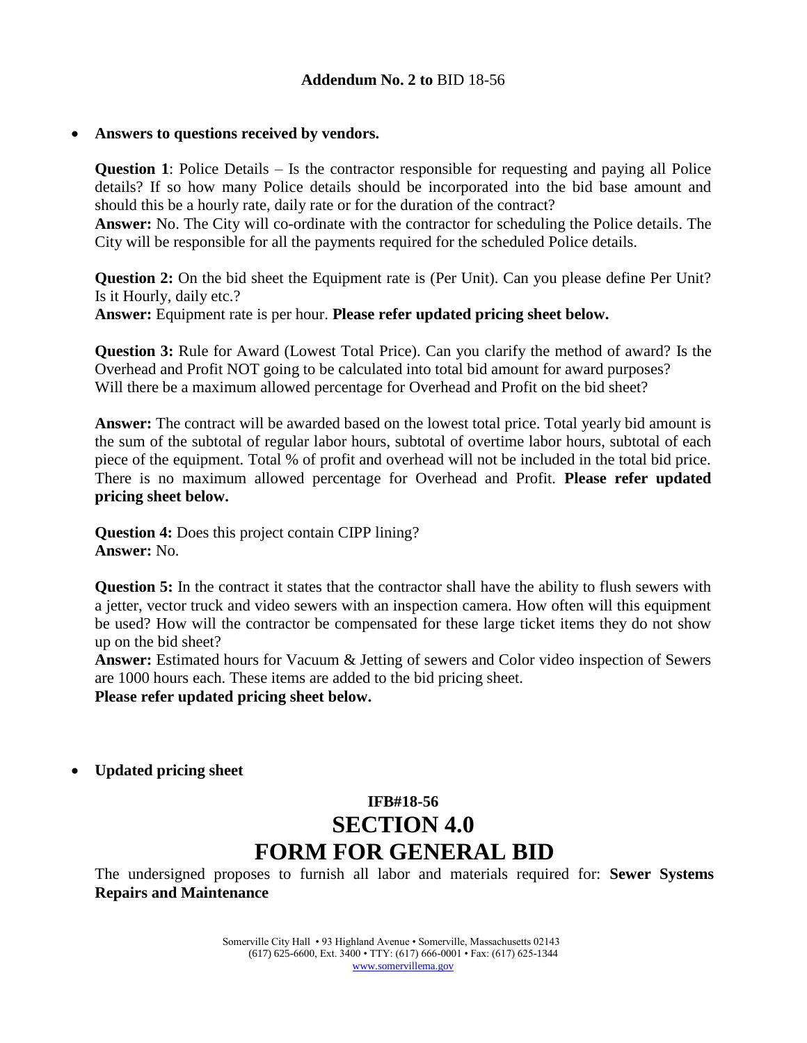**Addendum No. 2 to** BID 18-56

- **Answers to questions received by vendors.**

  **Question 1**: Police Details – Is the contractor responsible for requesting and paying all Police details? If so how many Police details should be incorporated into the bid base amount and should this be a hourly rate, daily rate or for the duration of the contract?
  **Answer:** No. The City will co-ordinate with the contractor for scheduling the Police details. The City will be responsible for all the payments required for the scheduled Police details.

  **Question 2:** On the bid sheet the Equipment rate is (Per Unit). Can you please define Per Unit? Is it Hourly, daily etc.?
  **Answer:** Equipment rate is per hour. **Please refer updated pricing sheet below.**

  **Question 3:** Rule for Award (Lowest Total Price). Can you clarify the method of award? Is the Overhead and Profit NOT going to be calculated into total bid amount for award purposes? Will there be a maximum allowed percentage for Overhead and Profit on the bid sheet?

  **Answer:** The contract will be awarded based on the lowest total price. Total yearly bid amount is the sum of the subtotal of regular labor hours, subtotal of overtime labor hours, subtotal of each piece of the equipment. Total % of profit and overhead will not be included in the total bid price. There is no maximum allowed percentage for Overhead and Profit. **Please refer updated pricing sheet below.**

  **Question 4:** Does this project contain CIPP lining?
  **Answer:** No.

  **Question 5:** In the contract it states that the contractor shall have the ability to flush sewers with a jetter, vector truck and video sewers with an inspection camera. How often will this equipment be used? How will the contractor be compensated for these large ticket items they do not show up on the bid sheet?
  **Answer:** Estimated hours for Vacuum & Jetting of sewers and Color video inspection of Sewers are 1000 hours each. These items are added to the bid pricing sheet.
  **Please refer updated pricing sheet below.**

- **Updated pricing sheet**

**IFB#18-56**

# SECTION 4.0

# FORM FOR GENERAL BID

The undersigned proposes to furnish all labor and materials required for: **Sewer Systems Repairs and Maintenance**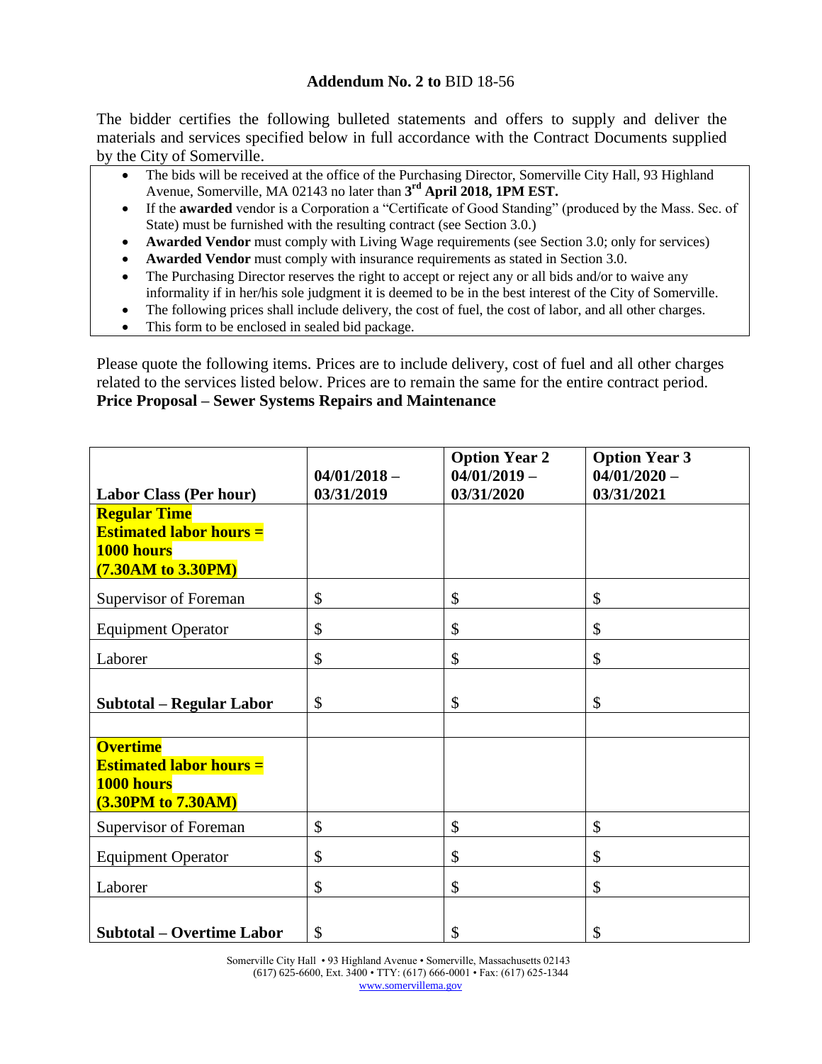**Addendum No. 2 to** BID 18-56

The bidder certifies the following bulleted statements and offers to supply and deliver the materials and services specified below in full accordance with the Contract Documents supplied by the City of Somerville.

- The bids will be received at the office of the Purchasing Director, Somerville City Hall, 93 Highland Avenue, Somerville, MA 02143 no later than **3rd April 2018, 1PM EST.**
- If the **awarded** vendor is a Corporation a "Certificate of Good Standing" (produced by the Mass. Sec. of State) must be furnished with the resulting contract (see Section 3.0.)
- **Awarded Vendor** must comply with Living Wage requirements (see Section 3.0; only for services)
- **Awarded Vendor** must comply with insurance requirements as stated in Section 3.0.
- The Purchasing Director reserves the right to accept or reject any or all bids and/or to waive any informality if in her/his sole judgment it is deemed to be in the best interest of the City of Somerville.
- The following prices shall include delivery, the cost of fuel, the cost of labor, and all other charges.
- This form to be enclosed in sealed bid package.

Please quote the following items. Prices are to include delivery, cost of fuel and all other charges related to the services listed below. Prices are to remain the same for the entire contract period.

**Price Proposal – Sewer Systems Repairs and Maintenance**

| **Labor Class (Per hour)** | **04/01/2018 – 03/31/2019** | **Option Year 2 04/01/2019 – 03/31/2020** | **Option Year 3 04/01/2020 – 03/31/2021** |
|---|---|---|---|
| **Regular Time Estimated labor hours = 1000 hours (7.30AM to 3.30PM)** | | | |
| Supervisor of Foreman | $ | $ | $ |
| Equipment Operator | $ | $ | $ |
| Laborer | $ | $ | $ |
| **Subtotal – Regular Labor** | $ | $ | $ |
| | | | |
| **Overtime Estimated labor hours = 1000 hours (3.30PM to 7.30AM)** | | | |
| Supervisor of Foreman | $ | $ | $ |
| Equipment Operator | $ | $ | $ |
| Laborer | $ | $ | $ |
| **Subtotal – Overtime Labor** | $ | $ | $ |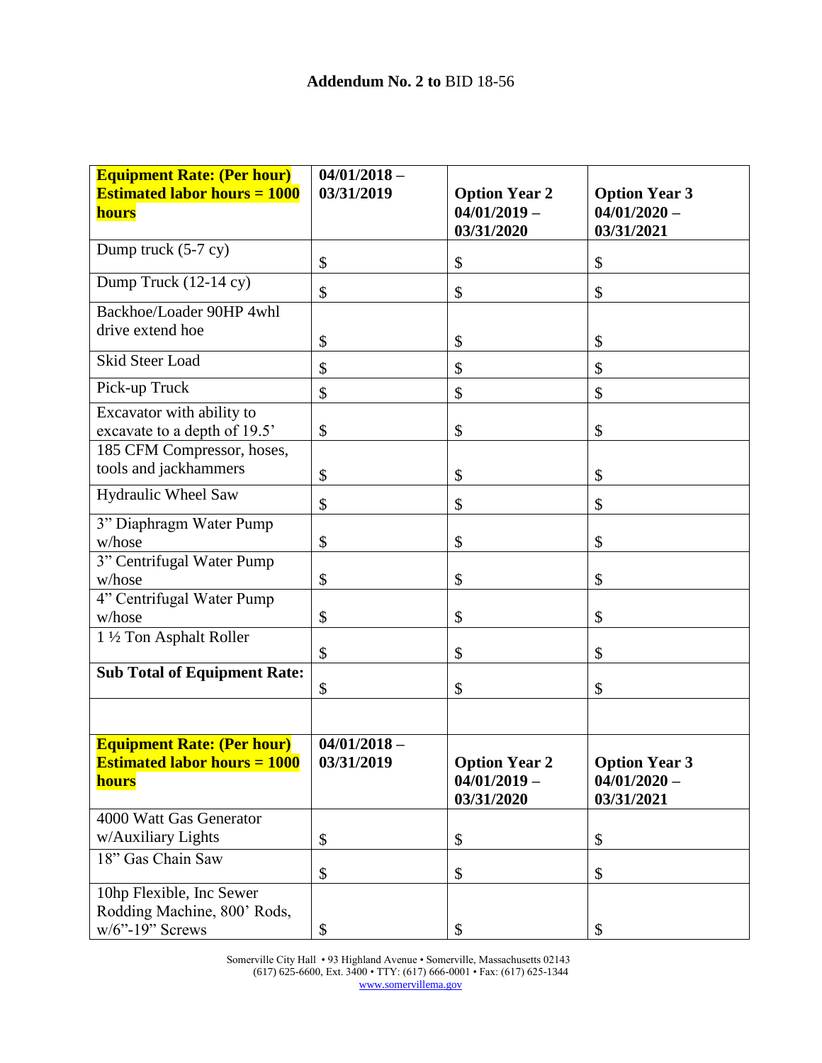## **Addendum No. 2 to** BID 18-56

| **Equipment Rate: (Per hour) Estimated labor hours = 1000 hours** | **04/01/2018 – 03/31/2019** | **Option Year 2 04/01/2019 – 03/31/2020** | **Option Year 3 04/01/2020 – 03/31/2021** |
|---|---|---|---|
| Dump truck (5-7 cy) | $ | $ | $ |
| Dump Truck (12-14 cy) | $ | $ | $ |
| Backhoe/Loader 90HP 4whl drive extend hoe | $ | $ | $ |
| Skid Steer Load | $ | $ | $ |
| Pick-up Truck | $ | $ | $ |
| Excavator with ability to excavate to a depth of 19.5’ | $ | $ | $ |
| 185 CFM Compressor, hoses, tools and jackhammers | $ | $ | $ |
| Hydraulic Wheel Saw | $ | $ | $ |
| 3” Diaphragm Water Pump w/hose | $ | $ | $ |
| 3” Centrifugal Water Pump w/hose | $ | $ | $ |
| 4” Centrifugal Water Pump w/hose | $ | $ | $ |
| 1 ½ Ton Asphalt Roller | $ | $ | $ |
| **Sub Total of Equipment Rate:** | $ | $ | $ |
| | | | |
| **Equipment Rate: (Per hour) Estimated labor hours = 1000 hours** | **04/01/2018 – 03/31/2019** | **Option Year 2 04/01/2019 – 03/31/2020** | **Option Year 3 04/01/2020 – 03/31/2021** |
| 4000 Watt Gas Generator w/Auxiliary Lights | $ | $ | $ |
| 18” Gas Chain Saw | $ | $ | $ |
| 10hp Flexible, Inc Sewer Rodding Machine, 800’ Rods, w/6”-19” Screws | $ | $ | $ |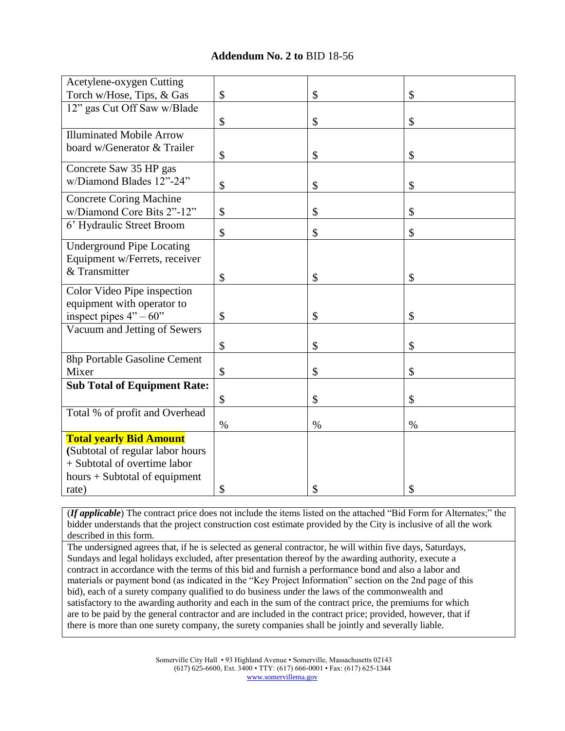## **Addendum No. 2 to** BID 18-56

| | | | |
|---|---|---|---|
| Acetylene-oxygen Cutting Torch w/Hose, Tips, & Gas | $ | $ | $ |
| 12" gas Cut Off Saw w/Blade | $ | $ | $ |
| Illuminated Mobile Arrow board w/Generator & Trailer | $ | $ | $ |
| Concrete Saw 35 HP gas w/Diamond Blades 12"-24" | $ | $ | $ |
| Concrete Coring Machine w/Diamond Core Bits 2"-12" | $ | $ | $ |
| 6' Hydraulic Street Broom | $ | $ | $ |
| Underground Pipe Locating Equipment w/Ferrets, receiver & Transmitter | $ | $ | $ |
| Color Video Pipe inspection equipment with operator to inspect pipes 4" – 60" | $ | $ | $ |
| Vacuum and Jetting of Sewers | $ | $ | $ |
| 8hp Portable Gasoline Cement Mixer | $ | $ | $ |
| **Sub Total of Equipment Rate:** | $ | $ | $ |
| Total % of profit and Overhead | % | % | % |
| **Total yearly Bid Amount** (Subtotal of regular labor hours + Subtotal of overtime labor hours + Subtotal of equipment rate) | $ | $ | $ |

(***If applicable***) The contract price does not include the items listed on the attached "Bid Form for Alternates;" the bidder understands that the project construction cost estimate provided by the City is inclusive of all the work described in this form.

The undersigned agrees that, if he is selected as general contractor, he will within five days, Saturdays, Sundays and legal holidays excluded, after presentation thereof by the awarding authority, execute a contract in accordance with the terms of this bid and furnish a performance bond and also a labor and materials or payment bond (as indicated in the "Key Project Information" section on the 2nd page of this bid), each of a surety company qualified to do business under the laws of the commonwealth and satisfactory to the awarding authority and each in the sum of the contract price, the premiums for which are to be paid by the general contractor and are included in the contract price; provided, however, that if there is more than one surety company, the surety companies shall be jointly and severally liable.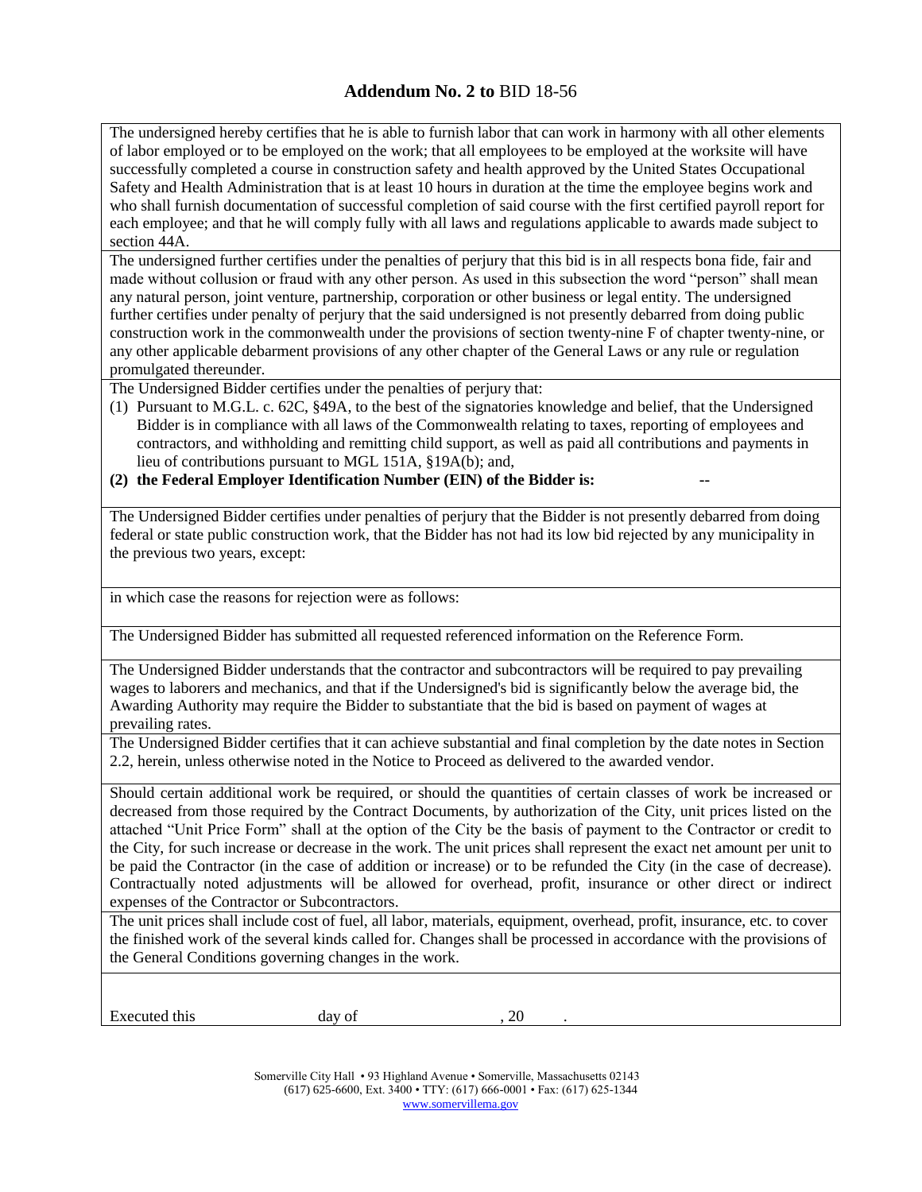## **Addendum No. 2 to** BID 18-56

The undersigned hereby certifies that he is able to furnish labor that can work in harmony with all other elements of labor employed or to be employed on the work; that all employees to be employed at the worksite will have successfully completed a course in construction safety and health approved by the United States Occupational Safety and Health Administration that is at least 10 hours in duration at the time the employee begins work and who shall furnish documentation of successful completion of said course with the first certified payroll report for each employee; and that he will comply fully with all laws and regulations applicable to awards made subject to section 44A.

The undersigned further certifies under the penalties of perjury that this bid is in all respects bona fide, fair and made without collusion or fraud with any other person. As used in this subsection the word "person" shall mean any natural person, joint venture, partnership, corporation or other business or legal entity. The undersigned further certifies under penalty of perjury that the said undersigned is not presently debarred from doing public construction work in the commonwealth under the provisions of section twenty-nine F of chapter twenty-nine, or any other applicable debarment provisions of any other chapter of the General Laws or any rule or regulation promulgated thereunder.

The Undersigned Bidder certifies under the penalties of perjury that:

(1) Pursuant to M.G.L. c. 62C, §49A, to the best of the signatories knowledge and belief, that the Undersigned Bidder is in compliance with all laws of the Commonwealth relating to taxes, reporting of employees and contractors, and withholding and remitting child support, as well as paid all contributions and payments in lieu of contributions pursuant to MGL 151A, §19A(b); and,

**(2) the Federal Employer Identification Number (EIN) of the Bidder is: --**

The Undersigned Bidder certifies under penalties of perjury that the Bidder is not presently debarred from doing federal or state public construction work, that the Bidder has not had its low bid rejected by any municipality in the previous two years, except:

in which case the reasons for rejection were as follows:

The Undersigned Bidder has submitted all requested referenced information on the Reference Form.

The Undersigned Bidder understands that the contractor and subcontractors will be required to pay prevailing wages to laborers and mechanics, and that if the Undersigned's bid is significantly below the average bid, the Awarding Authority may require the Bidder to substantiate that the bid is based on payment of wages at prevailing rates.

The Undersigned Bidder certifies that it can achieve substantial and final completion by the date notes in Section 2.2, herein, unless otherwise noted in the Notice to Proceed as delivered to the awarded vendor.

Should certain additional work be required, or should the quantities of certain classes of work be increased or decreased from those required by the Contract Documents, by authorization of the City, unit prices listed on the attached "Unit Price Form" shall at the option of the City be the basis of payment to the Contractor or credit to the City, for such increase or decrease in the work. The unit prices shall represent the exact net amount per unit to be paid the Contractor (in the case of addition or increase) or to be refunded the City (in the case of decrease). Contractually noted adjustments will be allowed for overhead, profit, insurance or other direct or indirect expenses of the Contractor or Subcontractors.

The unit prices shall include cost of fuel, all labor, materials, equipment, overhead, profit, insurance, etc. to cover the finished work of the several kinds called for. Changes shall be processed in accordance with the provisions of the General Conditions governing changes in the work.

Executed this day of , 20 .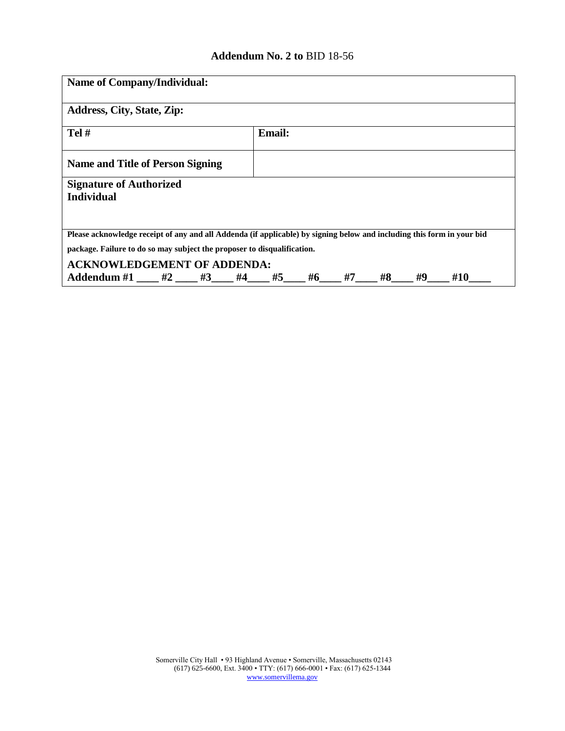**Addendum No. 2 to** BID 18-56

| | |
|---|---|
| **Name of Company/Individual:** | |
| **Address, City, State, Zip:** | |
| **Tel #** | **Email:** |
| **Name and Title of Person Signing** | |
| **Signature of Authorized Individual** | |

**Please acknowledge receipt of any and all Addenda (if applicable) by signing below and including this form in your bid package. Failure to do so may subject the proposer to disqualification.**

**ACKNOWLEDGEMENT OF ADDENDA:**

**Addendum #1 ____ #2 ____ #3____ #4____ #5____ #6____ #7____ #8____ #9____ #10____**

Somerville City Hall • 93 Highland Avenue • Somerville, Massachusetts 02143
(617) 625-6600, Ext. 3400 • TTY: (617) 666-0001 • Fax: (617) 625-1344
www.somervillema.gov